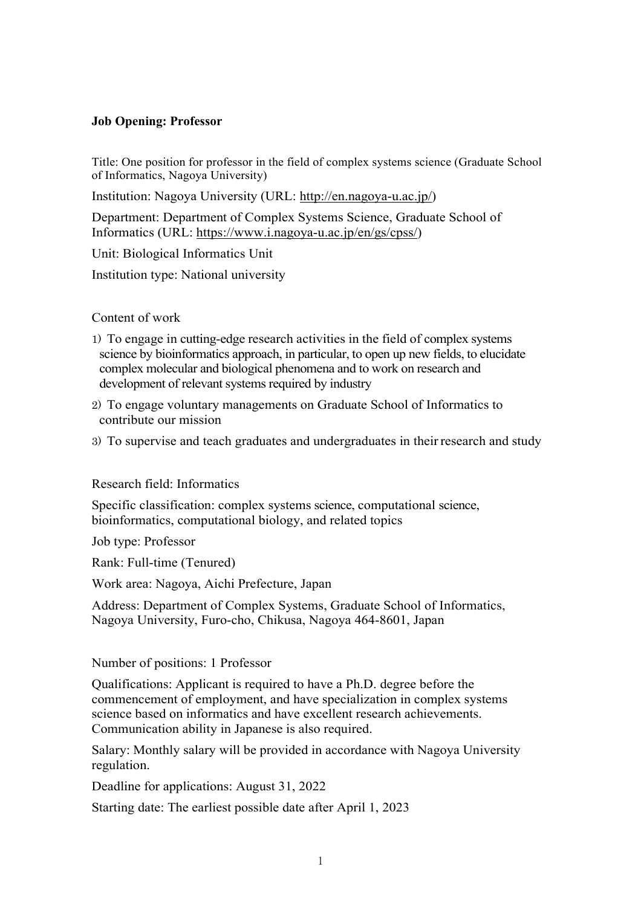**Job Opening: Professor**

Title: One position for professor in the field of complex systems science (Graduate School of Informatics, Nagoya University)

Institution: Nagoya University (URL: http://en.nagoya-u.ac.jp/)

Department: Department of Complex Systems Science, Graduate School of Informatics (URL: https://www.i.nagoya-u.ac.jp/en/gs/cpss/)

Unit: Biological Informatics Unit

Institution type: National university

Content of work

1) To engage in cutting-edge research activities in the field of complex systems science by bioinformatics approach, in particular, to open up new fields, to elucidate complex molecular and biological phenomena and to work on research and development of relevant systems required by industry
2) To engage voluntary managements on Graduate School of Informatics to contribute our mission
3) To supervise and teach graduates and undergraduates in their research and study

Research field: Informatics

Specific classification: complex systems science, computational science, bioinformatics, computational biology, and related topics

Job type: Professor

Rank: Full-time (Tenured)

Work area: Nagoya, Aichi Prefecture, Japan

Address: Department of Complex Systems, Graduate School of Informatics, Nagoya University, Furo-cho, Chikusa, Nagoya 464-8601, Japan

Number of positions: 1 Professor

Qualifications: Applicant is required to have a Ph.D. degree before the commencement of employment, and have specialization in complex systems science based on informatics and have excellent research achievements. Communication ability in Japanese is also required.

Salary: Monthly salary will be provided in accordance with Nagoya University regulation.

Deadline for applications: August 31, 2022

Starting date: The earliest possible date after April 1, 2023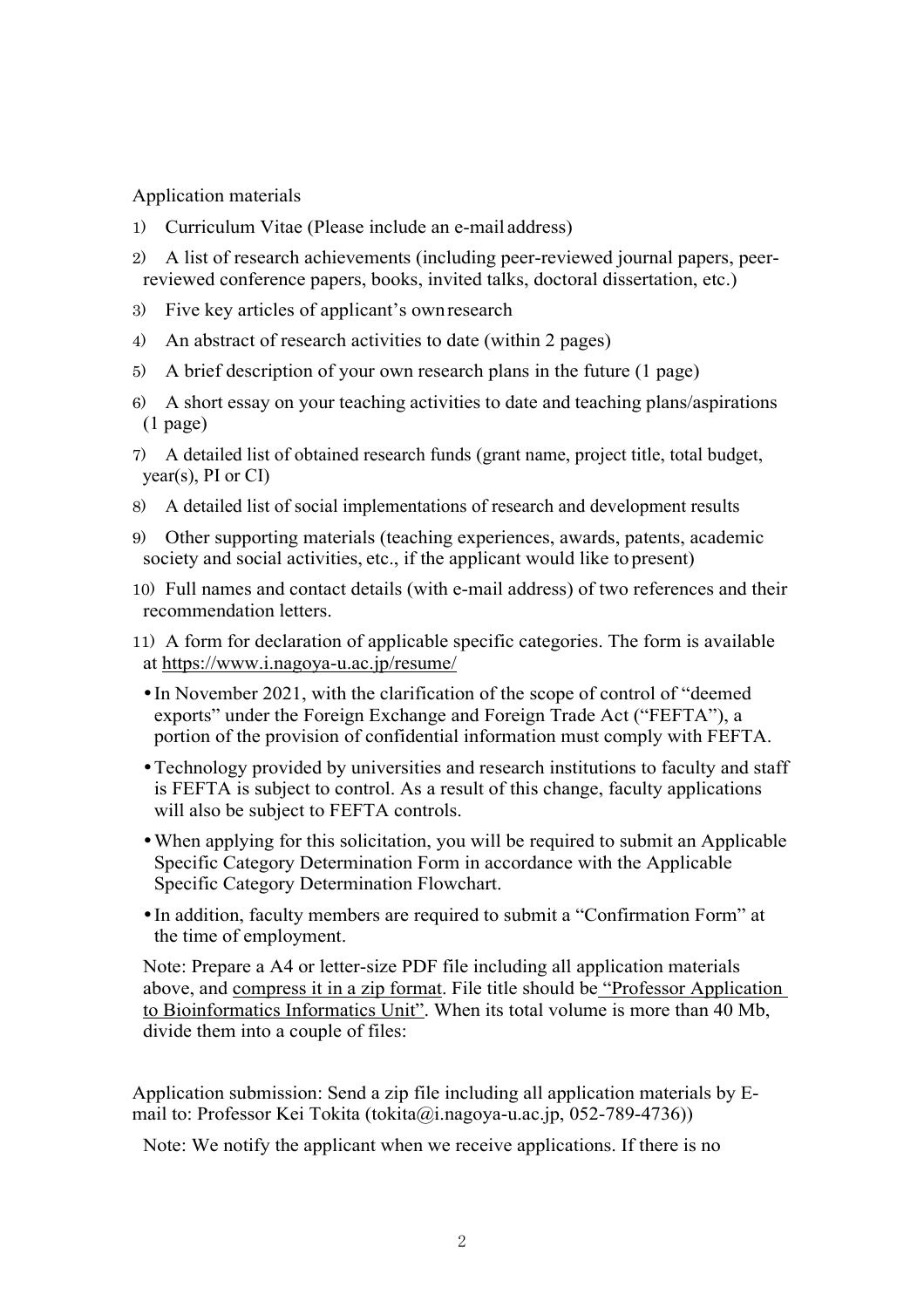Application materials

1) Curriculum Vitae (Please include an e-mail address)
2) A list of research achievements (including peer-reviewed journal papers, peer-reviewed conference papers, books, invited talks, doctoral dissertation, etc.)
3) Five key articles of applicant's own research
4) An abstract of research activities to date (within 2 pages)
5) A brief description of your own research plans in the future (1 page)
6) A short essay on your teaching activities to date and teaching plans/aspirations (1 page)
7) A detailed list of obtained research funds (grant name, project title, total budget, year(s), PI or CI)
8) A detailed list of social implementations of research and development results
9) Other supporting materials (teaching experiences, awards, patents, academic society and social activities, etc., if the applicant would like to present)
10) Full names and contact details (with e-mail address) of two references and their recommendation letters.
11) A form for declaration of applicable specific categories. The form is available at https://www.i.nagoya-u.ac.jp/resume/
   - In November 2021, with the clarification of the scope of control of "deemed exports" under the Foreign Exchange and Foreign Trade Act ("FEFTA"), a portion of the provision of confidential information must comply with FEFTA.
   - Technology provided by universities and research institutions to faculty and staff is FEFTA is subject to control. As a result of this change, faculty applications will also be subject to FEFTA controls.
   - When applying for this solicitation, you will be required to submit an Applicable Specific Category Determination Form in accordance with the Applicable Specific Category Determination Flowchart.
   - In addition, faculty members are required to submit a "Confirmation Form" at the time of employment.

   Note: Prepare a A4 or letter-size PDF file including all application materials above, and compress it in a zip format. File title should be "Professor Application to Bioinformatics Informatics Unit". When its total volume is more than 40 Mb, divide them into a couple of files:

Application submission: Send a zip file including all application materials by E-mail to: Professor Kei Tokita (tokita@i.nagoya-u.ac.jp, 052-789-4736))

Note: We notify the applicant when we receive applications. If there is no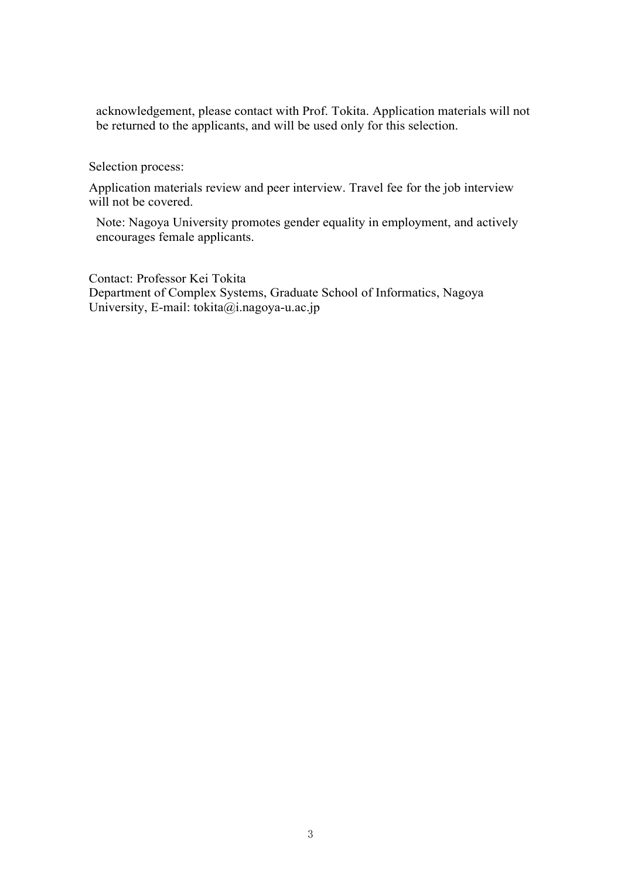acknowledgement, please contact with Prof. Tokita. Application materials will not be returned to the applicants, and will be used only for this selection.

Selection process:

Application materials review and peer interview. Travel fee for the job interview will not be covered.

Note: Nagoya University promotes gender equality in employment, and actively encourages female applicants.

Contact: Professor Kei Tokita
Department of Complex Systems, Graduate School of Informatics, Nagoya University, E-mail: tokita@i.nagoya-u.ac.jp